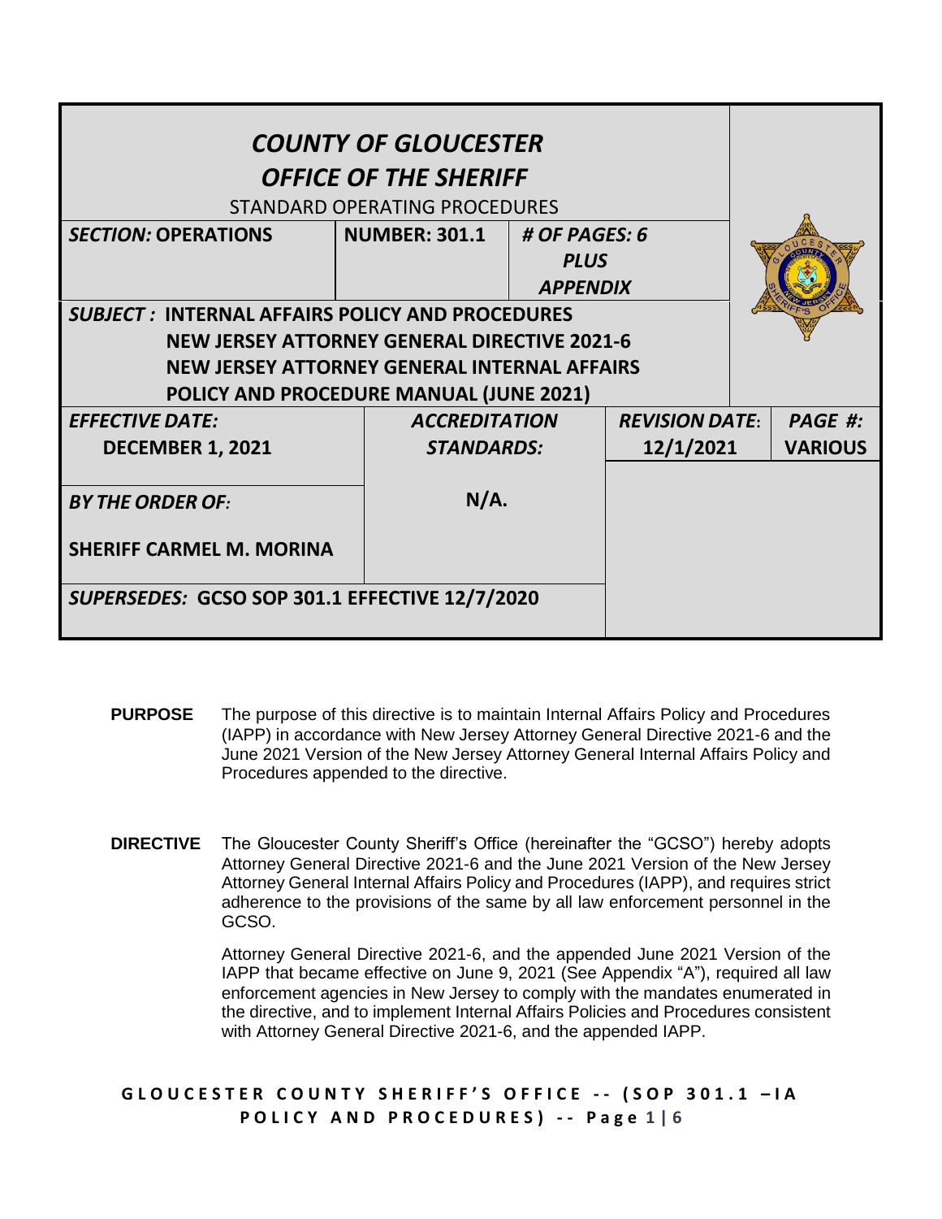| ***COUNTY OF GLOUCESTER*** ***OFFICE OF THE SHERIFF*** STANDARD OPERATING PROCEDURES | | | | |
|---|---|---|---|---|
| ***SECTION:* OPERATIONS** | **NUMBER: 301.1** | ***# OF PAGES: 6 PLUS APPENDIX*** | | |
| ***SUBJECT :* INTERNAL AFFAIRS POLICY AND PROCEDURES NEW JERSEY ATTORNEY GENERAL DIRECTIVE 2021-6 NEW JERSEY ATTORNEY GENERAL INTERNAL AFFAIRS POLICY AND PROCEDURE MANUAL (JUNE 2021)** | | | | |
| ***EFFECTIVE DATE:*** **DECEMBER 1, 2021** | ***ACCREDITATION STANDARDS:*** | | ***REVISION DATE*: 12/1/2021** | ***PAGE #:*** **VARIOUS** |
| ***BY THE ORDER OF:*** **SHERIFF CARMEL M. MORINA** | **N/A.** | | | |
| ***SUPERSEDES:* GCSO SOP 301.1 EFFECTIVE 12/7/2020** | | | | |

**PURPOSE** The purpose of this directive is to maintain Internal Affairs Policy and Procedures (IAPP) in accordance with New Jersey Attorney General Directive 2021-6 and the June 2021 Version of the New Jersey Attorney General Internal Affairs Policy and Procedures appended to the directive.

**DIRECTIVE** The Gloucester County Sheriff's Office (hereinafter the "GCSO") hereby adopts Attorney General Directive 2021-6 and the June 2021 Version of the New Jersey Attorney General Internal Affairs Policy and Procedures (IAPP), and requires strict adherence to the provisions of the same by all law enforcement personnel in the GCSO.

Attorney General Directive 2021-6, and the appended June 2021 Version of the IAPP that became effective on June 9, 2021 (See Appendix "A"), required all law enforcement agencies in New Jersey to comply with the mandates enumerated in the directive, and to implement Internal Affairs Policies and Procedures consistent with Attorney General Directive 2021-6, and the appended IAPP.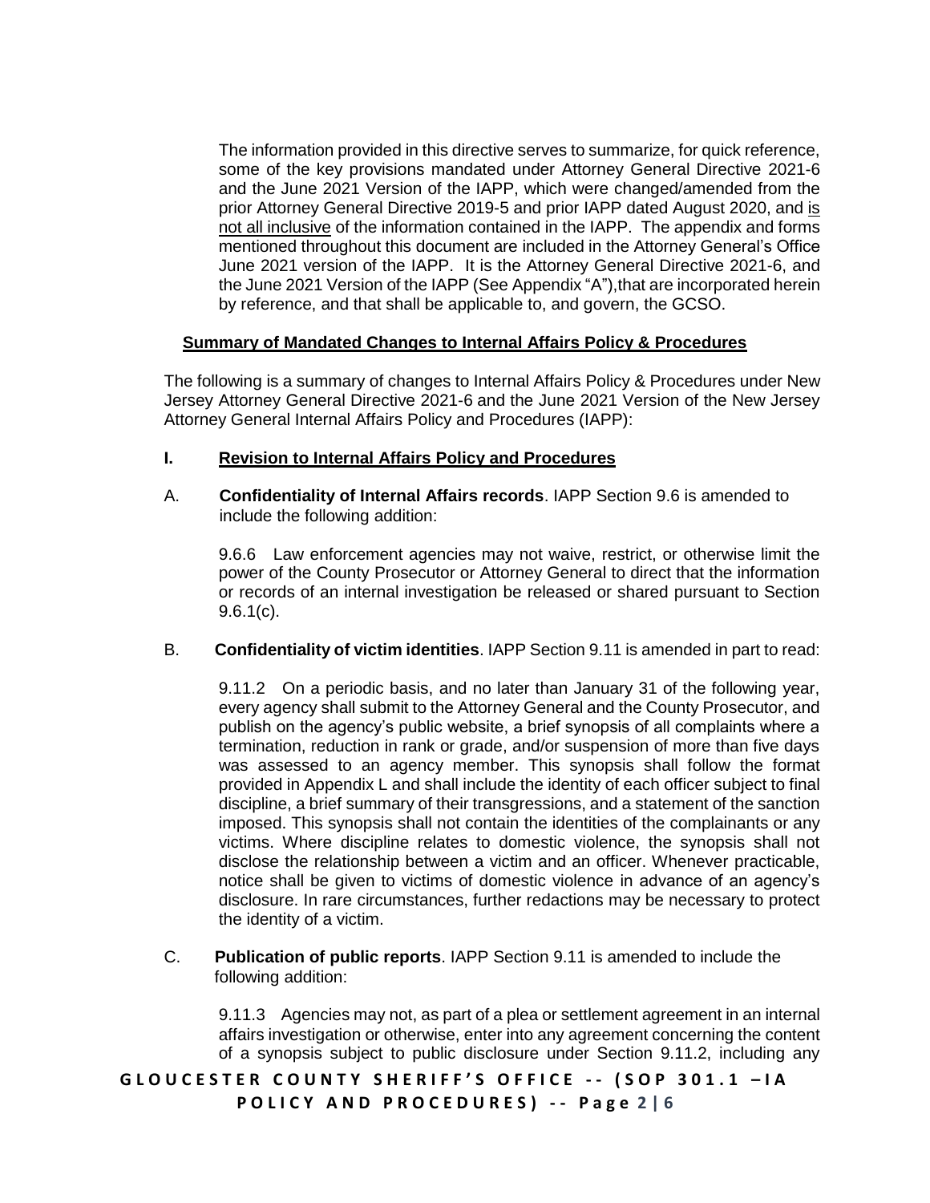The information provided in this directive serves to summarize, for quick reference, some of the key provisions mandated under Attorney General Directive 2021-6 and the June 2021 Version of the IAPP, which were changed/amended from the prior Attorney General Directive 2019-5 and prior IAPP dated August 2020, and is not all inclusive of the information contained in the IAPP. The appendix and forms mentioned throughout this document are included in the Attorney General's Office June 2021 version of the IAPP. It is the Attorney General Directive 2021-6, and the June 2021 Version of the IAPP (See Appendix "A"),that are incorporated herein by reference, and that shall be applicable to, and govern, the GCSO.

**Summary of Mandated Changes to Internal Affairs Policy & Procedures**

The following is a summary of changes to Internal Affairs Policy & Procedures under New Jersey Attorney General Directive 2021-6 and the June 2021 Version of the New Jersey Attorney General Internal Affairs Policy and Procedures (IAPP):

## I. Revision to Internal Affairs Policy and Procedures

A. **Confidentiality of Internal Affairs records**. IAPP Section 9.6 is amended to include the following addition:

> 9.6.6 Law enforcement agencies may not waive, restrict, or otherwise limit the power of the County Prosecutor or Attorney General to direct that the information or records of an internal investigation be released or shared pursuant to Section 9.6.1(c).

B. **Confidentiality of victim identities**. IAPP Section 9.11 is amended in part to read:

> 9.11.2 On a periodic basis, and no later than January 31 of the following year, every agency shall submit to the Attorney General and the County Prosecutor, and publish on the agency's public website, a brief synopsis of all complaints where a termination, reduction in rank or grade, and/or suspension of more than five days was assessed to an agency member. This synopsis shall follow the format provided in Appendix L and shall include the identity of each officer subject to final discipline, a brief summary of their transgressions, and a statement of the sanction imposed. This synopsis shall not contain the identities of the complainants or any victims. Where discipline relates to domestic violence, the synopsis shall not disclose the relationship between a victim and an officer. Whenever practicable, notice shall be given to victims of domestic violence in advance of an agency's disclosure. In rare circumstances, further redactions may be necessary to protect the identity of a victim.

C. **Publication of public reports**. IAPP Section 9.11 is amended to include the following addition:

> 9.11.3 Agencies may not, as part of a plea or settlement agreement in an internal affairs investigation or otherwise, enter into any agreement concerning the content of a synopsis subject to public disclosure under Section 9.11.2, including any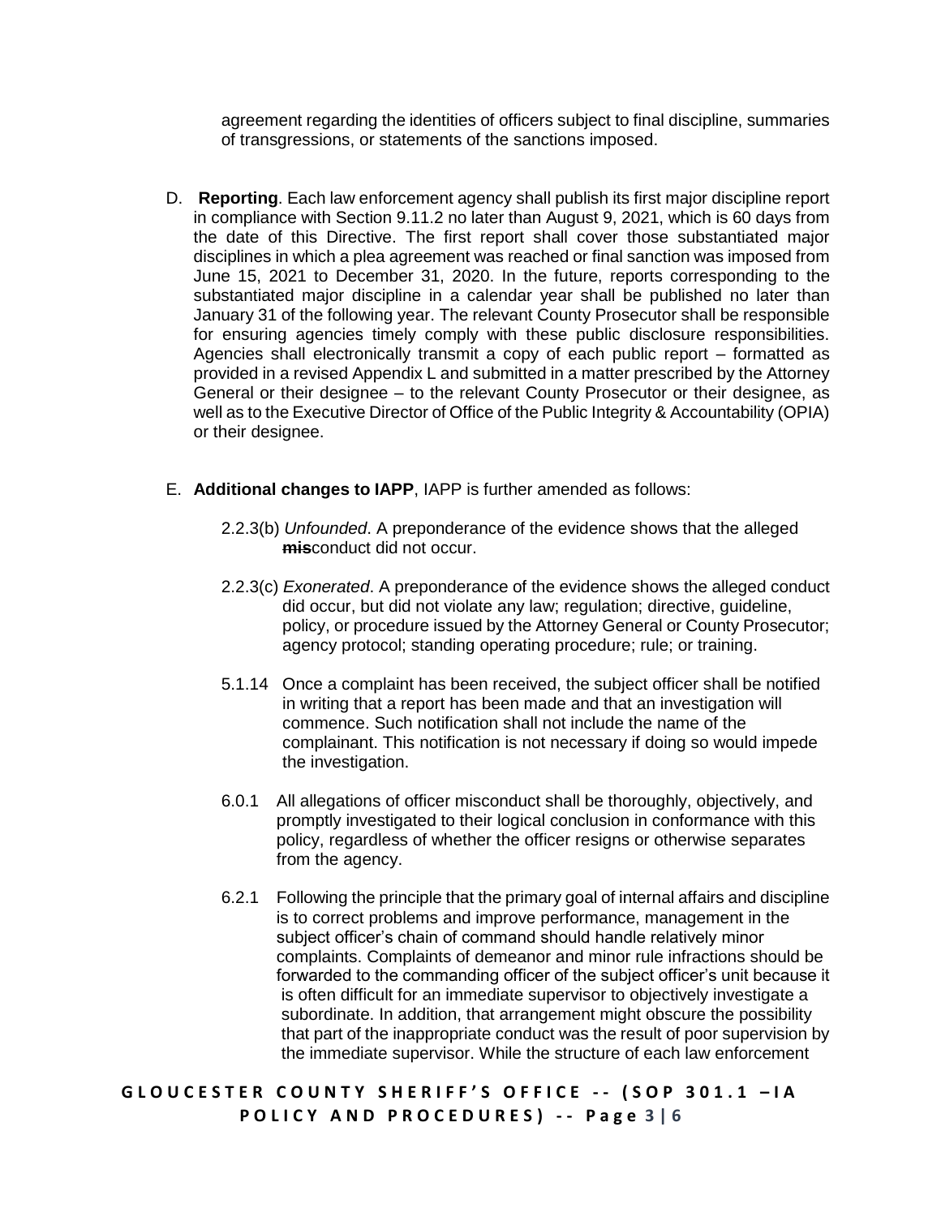agreement regarding the identities of officers subject to final discipline, summaries of transgressions, or statements of the sanctions imposed.

D. **Reporting**. Each law enforcement agency shall publish its first major discipline report in compliance with Section 9.11.2 no later than August 9, 2021, which is 60 days from the date of this Directive. The first report shall cover those substantiated major disciplines in which a plea agreement was reached or final sanction was imposed from June 15, 2021 to December 31, 2020. In the future, reports corresponding to the substantiated major discipline in a calendar year shall be published no later than January 31 of the following year. The relevant County Prosecutor shall be responsible for ensuring agencies timely comply with these public disclosure responsibilities. Agencies shall electronically transmit a copy of each public report – formatted as provided in a revised Appendix L and submitted in a matter prescribed by the Attorney General or their designee – to the relevant County Prosecutor or their designee, as well as to the Executive Director of Office of the Public Integrity & Accountability (OPIA) or their designee.

E. **Additional changes to IAPP**, IAPP is further amended as follows:

2.2.3(b) *Unfounded*. A preponderance of the evidence shows that the alleged ~~**mis**~~conduct did not occur.

2.2.3(c) *Exonerated*. A preponderance of the evidence shows the alleged conduct did occur, but did not violate any law; regulation; directive, guideline, policy, or procedure issued by the Attorney General or County Prosecutor; agency protocol; standing operating procedure; rule; or training.

5.1.14 Once a complaint has been received, the subject officer shall be notified in writing that a report has been made and that an investigation will commence. Such notification shall not include the name of the complainant. This notification is not necessary if doing so would impede the investigation.

6.0.1 All allegations of officer misconduct shall be thoroughly, objectively, and promptly investigated to their logical conclusion in conformance with this policy, regardless of whether the officer resigns or otherwise separates from the agency.

6.2.1 Following the principle that the primary goal of internal affairs and discipline is to correct problems and improve performance, management in the subject officer's chain of command should handle relatively minor complaints. Complaints of demeanor and minor rule infractions should be forwarded to the commanding officer of the subject officer's unit because it is often difficult for an immediate supervisor to objectively investigate a subordinate. In addition, that arrangement might obscure the possibility that part of the inappropriate conduct was the result of poor supervision by the immediate supervisor. While the structure of each law enforcement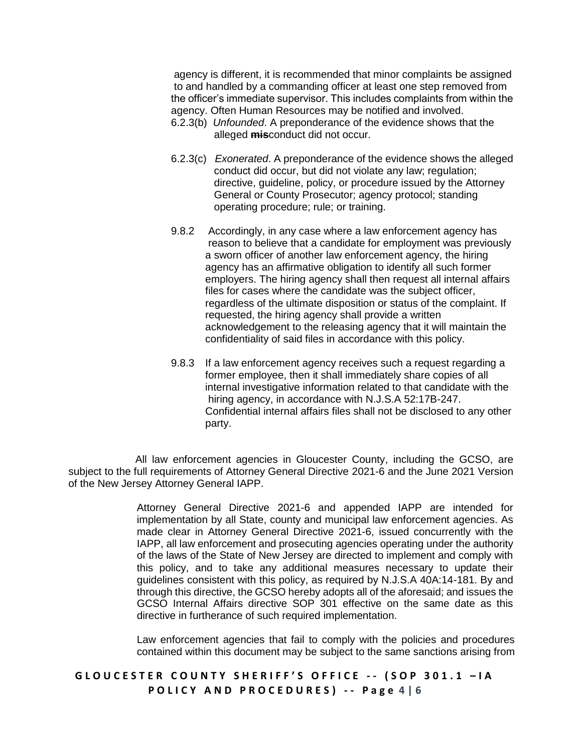agency is different, it is recommended that minor complaints be assigned to and handled by a commanding officer at least one step removed from the officer's immediate supervisor. This includes complaints from within the agency. Often Human Resources may be notified and involved.

6.2.3(b) *Unfounded*. A preponderance of the evidence shows that the alleged ~~mis~~conduct did not occur.

6.2.3(c) *Exonerated*. A preponderance of the evidence shows the alleged conduct did occur, but did not violate any law; regulation; directive, guideline, policy, or procedure issued by the Attorney General or County Prosecutor; agency protocol; standing operating procedure; rule; or training.

9.8.2 Accordingly, in any case where a law enforcement agency has reason to believe that a candidate for employment was previously a sworn officer of another law enforcement agency, the hiring agency has an affirmative obligation to identify all such former employers. The hiring agency shall then request all internal affairs files for cases where the candidate was the subject officer, regardless of the ultimate disposition or status of the complaint. If requested, the hiring agency shall provide a written acknowledgement to the releasing agency that it will maintain the confidentiality of said files in accordance with this policy.

9.8.3 If a law enforcement agency receives such a request regarding a former employee, then it shall immediately share copies of all internal investigative information related to that candidate with the hiring agency, in accordance with N.J.S.A 52:17B-247. Confidential internal affairs files shall not be disclosed to any other party.

All law enforcement agencies in Gloucester County, including the GCSO, are subject to the full requirements of Attorney General Directive 2021-6 and the June 2021 Version of the New Jersey Attorney General IAPP.

Attorney General Directive 2021-6 and appended IAPP are intended for implementation by all State, county and municipal law enforcement agencies. As made clear in Attorney General Directive 2021-6, issued concurrently with the IAPP, all law enforcement and prosecuting agencies operating under the authority of the laws of the State of New Jersey are directed to implement and comply with this policy, and to take any additional measures necessary to update their guidelines consistent with this policy, as required by N.J.S.A 40A:14-181. By and through this directive, the GCSO hereby adopts all of the aforesaid; and issues the GCSO Internal Affairs directive SOP 301 effective on the same date as this directive in furtherance of such required implementation.

Law enforcement agencies that fail to comply with the policies and procedures contained within this document may be subject to the same sanctions arising from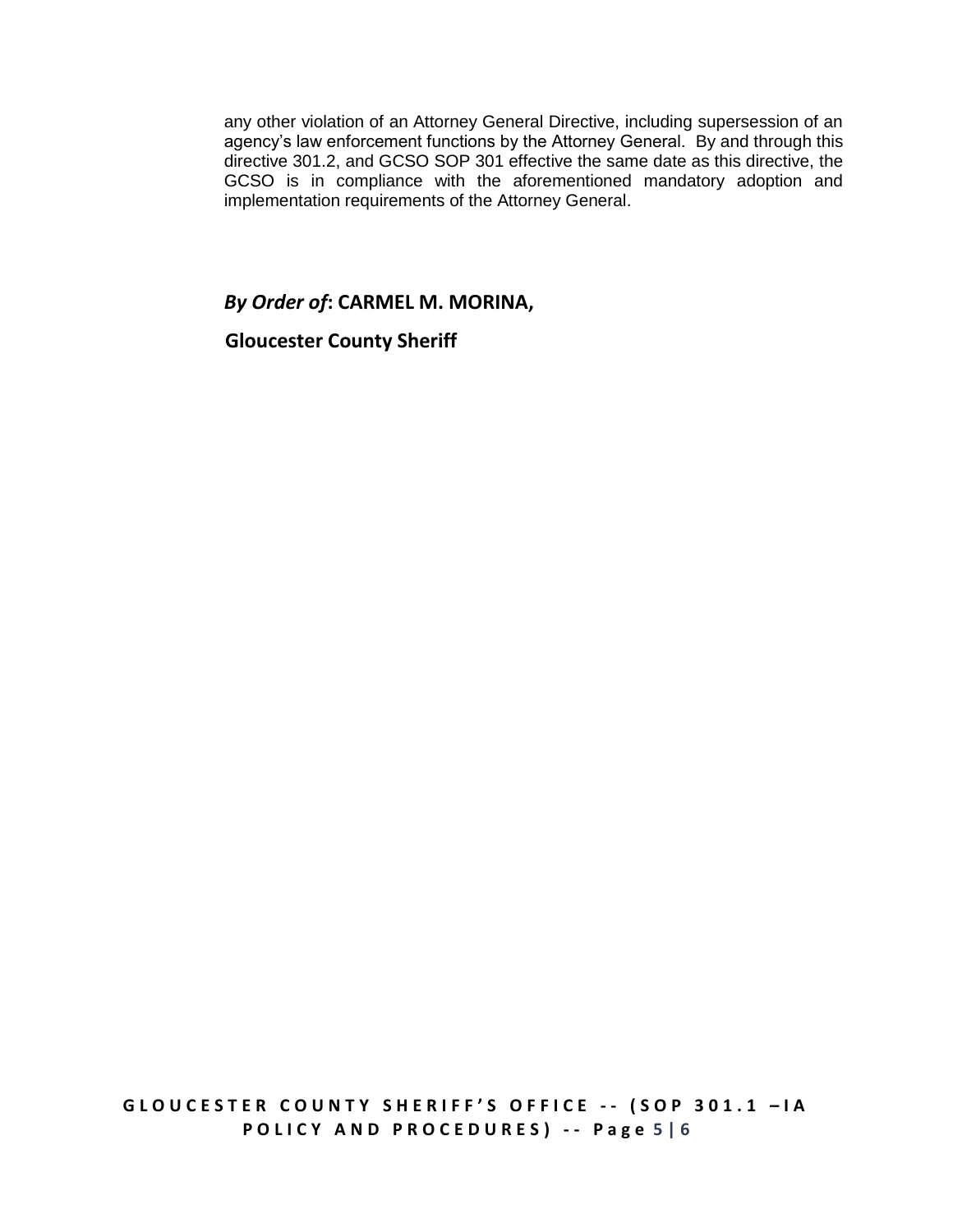any other violation of an Attorney General Directive, including supersession of an agency's law enforcement functions by the Attorney General. By and through this directive 301.2, and GCSO SOP 301 effective the same date as this directive, the GCSO is in compliance with the aforementioned mandatory adoption and implementation requirements of the Attorney General.

***By Order of*: CARMEL M. MORINA,**

**Gloucester County Sheriff**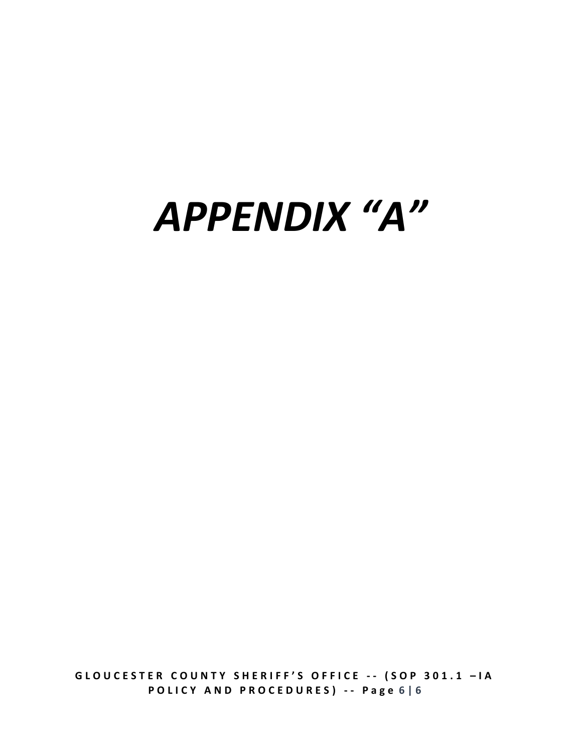# *APPENDIX “A”*